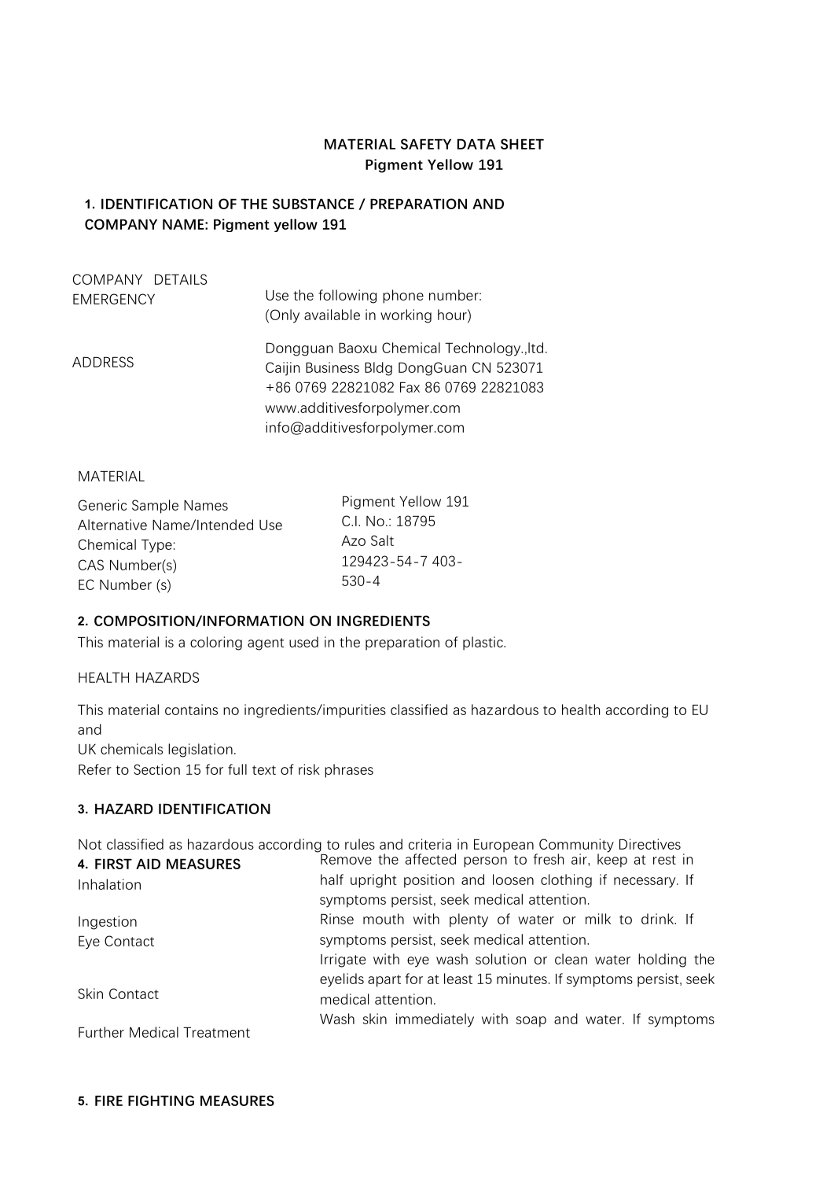**MATERIAL SAFETY DATA SHEET**
**Pigment Yellow 191**

## 1. IDENTIFICATION OF THE SUBSTANCE / PREPARATION AND COMPANY NAME: Pigment yellow 191

| COMPANY DETAILS | |
|---|---|
| EMERGENCY | Use the following phone number: (Only available in working hour) |
| ADDRESS | Dongguan Baoxu Chemical Technology.,ltd. Caijin Business Bldg DongGuan CN 523071 +86 0769 22821082 Fax 86 0769 22821083 www.additivesforpolymer.com info@additivesforpolymer.com |

MATERIAL

| | |
|---|---|
| Generic Sample Names | Pigment Yellow 191 |
| Alternative Name/Intended Use | C.I. No.: 18795 |
| Chemical Type: | Azo Salt |
| CAS Number(s) | 129423-54-7 403- |
| EC Number (s) | 530-4 |

## 2. COMPOSITION/INFORMATION ON INGREDIENTS

This material is a coloring agent used in the preparation of plastic.

HEALTH HAZARDS

This material contains no ingredients/impurities classified as hazardous to health according to EU and
UK chemicals legislation.
Refer to Section 15 for full text of risk phrases

## 3. HAZARD IDENTIFICATION

Not classified as hazardous according to rules and criteria in European Community Directives

## 4. FIRST AID MEASURES

| | |
|---|---|
| Inhalation | Remove the affected person to fresh air, keep at rest in half upright position and loosen clothing if necessary. If symptoms persist, seek medical attention. |
| Ingestion | Rinse mouth with plenty of water or milk to drink. If symptoms persist, seek medical attention. |
| Eye Contact | Irrigate with eye wash solution or clean water holding the eyelids apart for at least 15 minutes. If symptoms persist, seek medical attention. |
| Skin Contact | Wash skin immediately with soap and water. If symptoms |
| Further Medical Treatment | |

## 5. FIRE FIGHTING MEASURES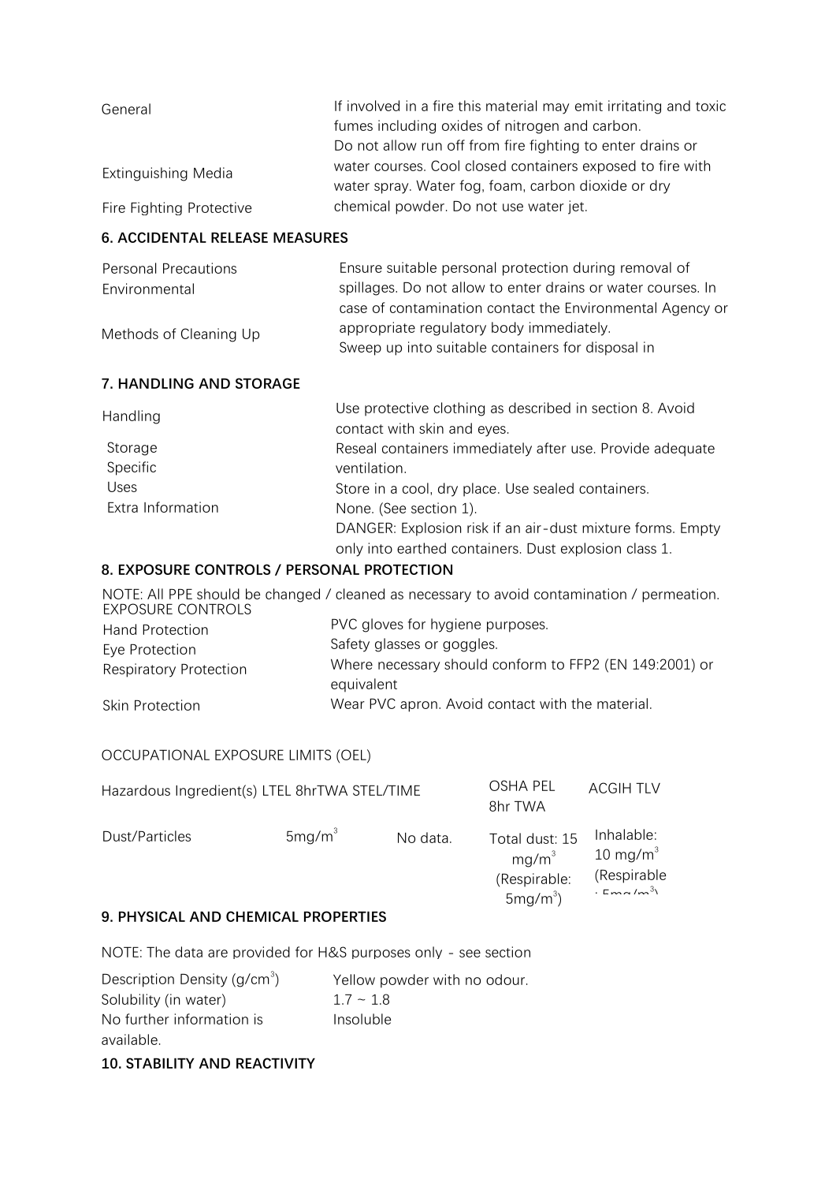| | |
|---|---|
| General | If involved in a fire this material may emit irritating and toxic fumes including oxides of nitrogen and carbon. |
| Extinguishing Media | Do not allow run off from fire fighting to enter drains or water courses. Cool closed containers exposed to fire with water spray. Water fog, foam, carbon dioxide or dry chemical powder. Do not use water jet. |
| Fire Fighting Protective | |

## 6. ACCIDENTAL RELEASE MEASURES

| | |
|---|---|
| Personal Precautions | Ensure suitable personal protection during removal of spillages. Do not allow to enter drains or water courses. In case of contamination contact the Environmental Agency or appropriate regulatory body immediately. |
| Environmental | |
| Methods of Cleaning Up | Sweep up into suitable containers for disposal in |

## 7. HANDLING AND STORAGE

| | |
|---|---|
| Handling | Use protective clothing as described in section 8. Avoid contact with skin and eyes. |
| Storage | Reseal containers immediately after use. Provide adequate ventilation. |
| Specific Uses | Store in a cool, dry place. Use sealed containers. None. (See section 1). |
| Extra Information | DANGER: Explosion risk if an air-dust mixture forms. Empty only into earthed containers. Dust explosion class 1. |

## 8. EXPOSURE CONTROLS / PERSONAL PROTECTION

NOTE: All PPE should be changed / cleaned as necessary to avoid contamination / permeation.

EXPOSURE CONTROLS

| | |
|---|---|
| Hand Protection | PVC gloves for hygiene purposes. |
| Eye Protection | Safety glasses or goggles. |
| Respiratory Protection | Where necessary should conform to FFP2 (EN 149:2001) or equivalent |
| Skin Protection | Wear PVC apron. Avoid contact with the material. |

OCCUPATIONAL EXPOSURE LIMITS (OEL)

| Hazardous Ingredient(s) | LTEL 8hrTWA | STEL/TIME | OSHA PEL 8hr TWA | ACGIH TLV |
|---|---|---|---|---|
| Dust/Particles | 5mg/m$^3$ | No data. | Total dust: 15 mg/m$^3$ (Respirable: 5mg/m$^3$) | Inhalable: 10 mg/m$^3$ (Respirable : 5mg/m$^3$) |

## 9. PHYSICAL AND CHEMICAL PROPERTIES

NOTE: The data are provided for H&S purposes only - see section

| | |
|---|---|
| Description | Yellow powder with no odour. |
| Density (g/cm$^3$) | 1.7 ~ 1.8 |
| Solubility (in water) | Insoluble |

No further information is available.

## 10. STABILITY AND REACTIVITY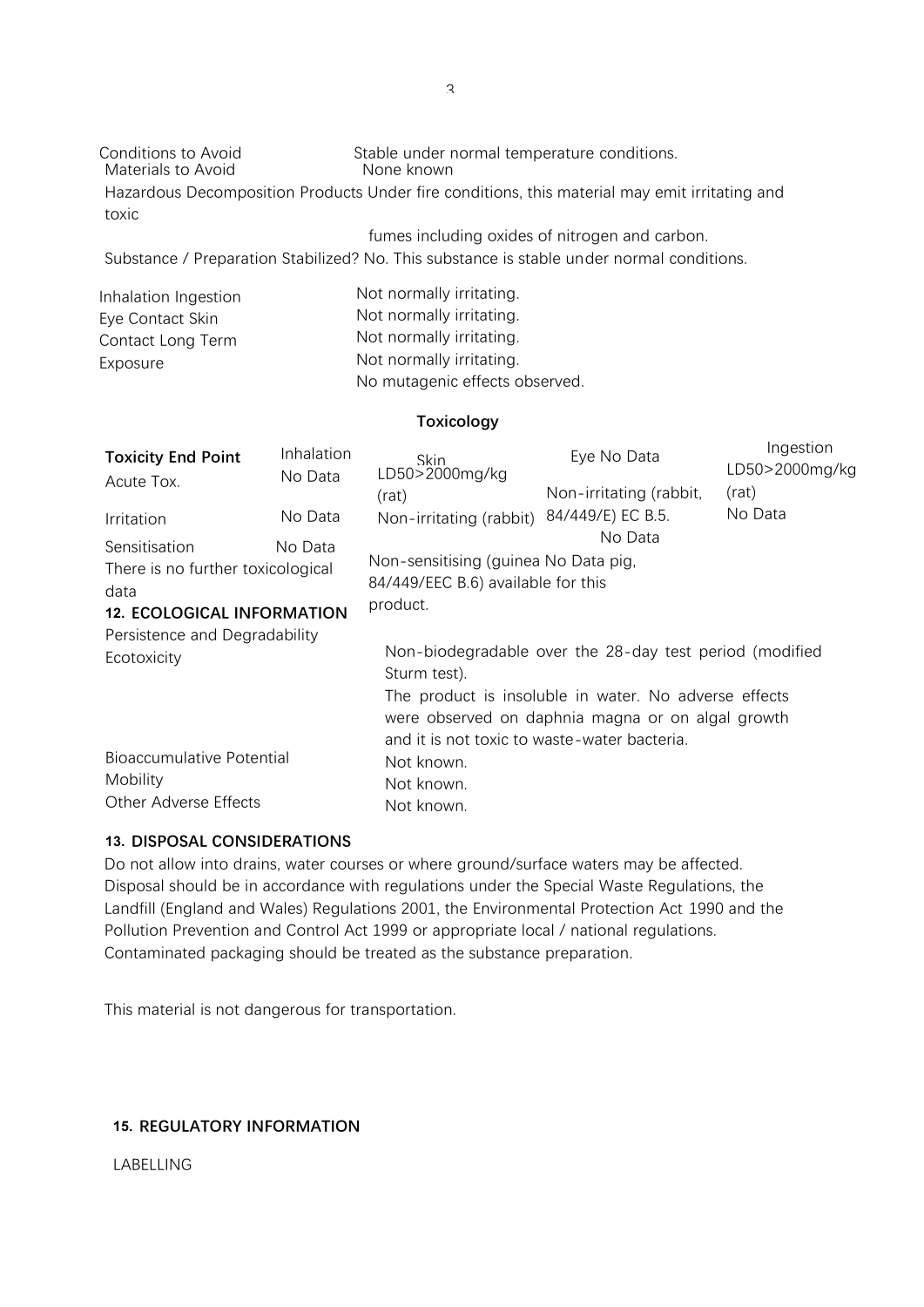Conditions to Avoid Stable under normal temperature conditions.
Materials to Avoid None known

Hazardous Decomposition Products Under fire conditions, this material may emit irritating and toxic

fumes including oxides of nitrogen and carbon.

Substance / Preparation Stabilized? No. This substance is stable under normal conditions.

| | |
|---|---|
| Inhalation | Not normally irritating. |
| Ingestion | Not normally irritating. |
| Eye Contact | Not normally irritating. |
| Skin Contact | Not normally irritating. |
| Long Term Exposure | No mutagenic effects observed. |

**Toxicology**

| **Toxicity End Point** | Inhalation | Skin | Eye | Ingestion |
|---|---|---|---|---|
| Acute Tox. | No Data | LD50>2000mg/kg (rat) | No Data | LD50>2000mg/kg (rat) |
| Irritation | No Data | Non-irritating (rabbit) | Non-irritating (rabbit, 84/449/E) EC B.5. | No Data |
| Sensitisation | No Data | Non-sensitising (guinea pig, 84/449/EEC B.6) | No Data | No Data |

There is no further toxicological data available for this product.

## 12. ECOLOGICAL INFORMATION

Persistence and Degradability

Non-biodegradable over the 28-day test period (modified Sturm test).

Ecotoxicity

The product is insoluble in water. No adverse effects were observed on daphnia magna or on algal growth and it is not toxic to waste-water bacteria.

| | |
|---|---|
| Bioaccumulative Potential | Not known. |
| Mobility | Not known. |
| Other Adverse Effects | Not known. |

## 13. DISPOSAL CONSIDERATIONS

Do not allow into drains, water courses or where ground/surface waters may be affected. Disposal should be in accordance with regulations under the Special Waste Regulations, the Landfill (England and Wales) Regulations 2001, the Environmental Protection Act 1990 and the Pollution Prevention and Control Act 1999 or appropriate local / national regulations. Contaminated packaging should be treated as the substance preparation.

This material is not dangerous for transportation.

## 15. REGULATORY INFORMATION

LABELLING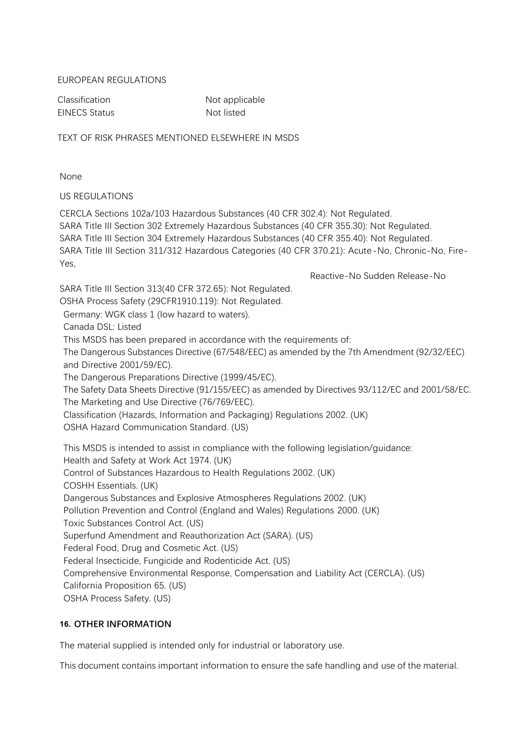EUROPEAN REGULATIONS

| Classification | Not applicable |
| --- | --- |
| EINECS Status | Not listed |

TEXT OF RISK PHRASES MENTIONED ELSEWHERE IN MSDS

None

US REGULATIONS

CERCLA Sections 102a/103 Hazardous Substances (40 CFR 302.4): Not Regulated.
SARA Title III Section 302 Extremely Hazardous Substances (40 CFR 355.30): Not Regulated.
SARA Title III Section 304 Extremely Hazardous Substances (40 CFR 355.40): Not Regulated.
SARA Title III Section 311/312 Hazardous Categories (40 CFR 370.21): Acute-No, Chronic-No, Fire-Yes,
Reactive-No Sudden Release-No
SARA Title III Section 313(40 CFR 372.65): Not Regulated.
OSHA Process Safety (29CFR1910.119): Not Regulated.
Germany: WGK class 1 (low hazard to waters).
Canada DSL: Listed
This MSDS has been prepared in accordance with the requirements of:
The Dangerous Substances Directive (67/548/EEC) as amended by the 7th Amendment (92/32/EEC) and Directive 2001/59/EC).
The Dangerous Preparations Directive (1999/45/EC).
The Safety Data Sheets Directive (91/155/EEC) as amended by Directives 93/112/EC and 2001/58/EC.
The Marketing and Use Directive (76/769/EEC).
Classification (Hazards, Information and Packaging) Regulations 2002. (UK)
OSHA Hazard Communication Standard. (US)

This MSDS is intended to assist in compliance with the following legislation/guidance:
Health and Safety at Work Act 1974. (UK)
Control of Substances Hazardous to Health Regulations 2002. (UK)
COSHH Essentials. (UK)
Dangerous Substances and Explosive Atmospheres Regulations 2002. (UK)
Pollution Prevention and Control (England and Wales) Regulations 2000. (UK)
Toxic Substances Control Act. (US)
Superfund Amendment and Reauthorization Act (SARA). (US)
Federal Food, Drug and Cosmetic Act. (US)
Federal Insecticide, Fungicide and Rodenticide Act. (US)
Comprehensive Environmental Response, Compensation and Liability Act (CERCLA). (US)
California Proposition 65. (US)
OSHA Process Safety. (US)

## 16. OTHER INFORMATION

The material supplied is intended only for industrial or laboratory use.

This document contains important information to ensure the safe handling and use of the material.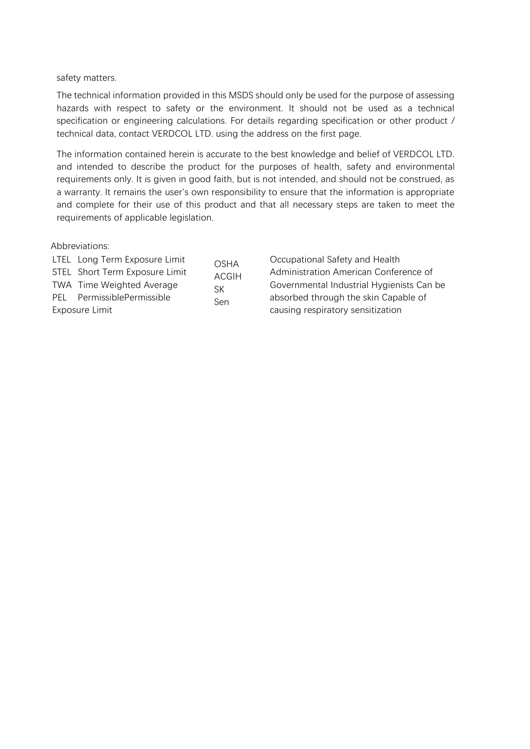safety matters.

The technical information provided in this MSDS should only be used for the purpose of assessing hazards with respect to safety or the environment. It should not be used as a technical specification or engineering calculations. For details regarding specification or other product / technical data, contact VERDCOL LTD. using the address on the first page.

The information contained herein is accurate to the best knowledge and belief of VERDCOL LTD. and intended to describe the product for the purposes of health, safety and environmental requirements only. It is given in good faith, but is not intended, and should not be construed, as a warranty. It remains the user's own responsibility to ensure that the information is appropriate and complete for their use of this product and that all necessary steps are taken to meet the requirements of applicable legislation.

Abbreviations:

LTEL Long Term Exposure Limit
STEL Short Term Exposure Limit
TWA Time Weighted Average
PEL PermissiblePermissible Exposure Limit

OSHA
ACGIH
SK
Sen

Occupational Safety and Health Administration American Conference of Governmental Industrial Hygienists Can be absorbed through the skin Capable of causing respiratory sensitization